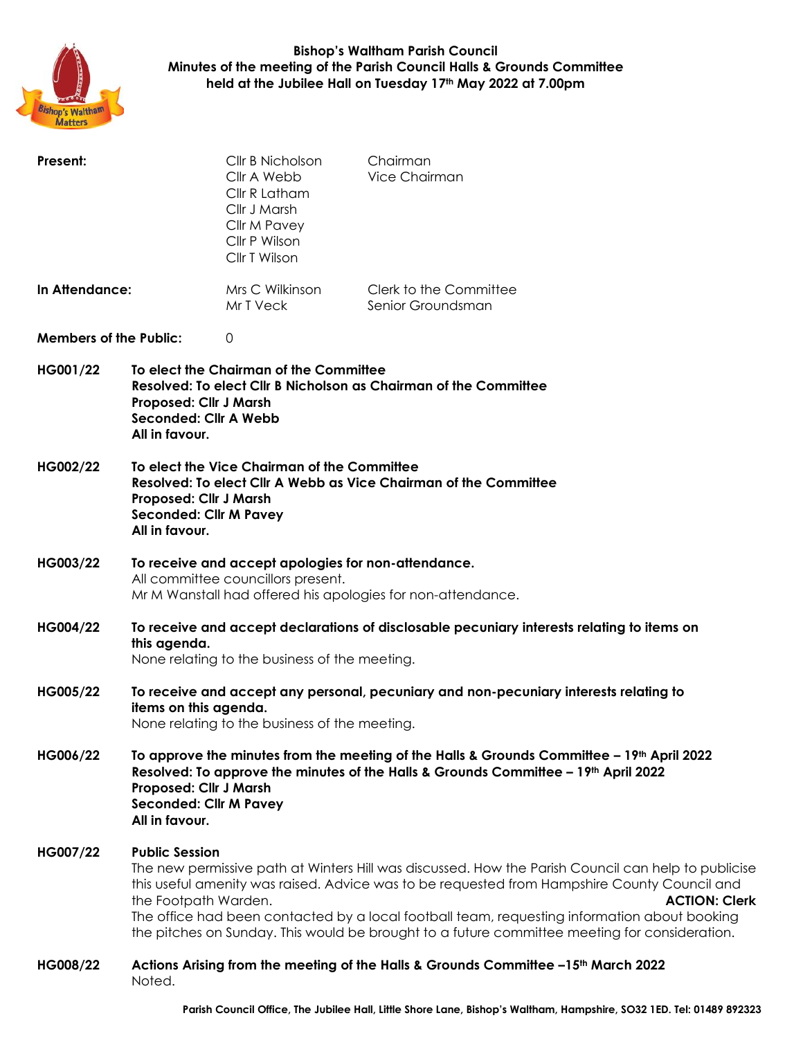**Bishop's Waltham Parish Council**
**Minutes of the meeting of the Parish Council Halls & Grounds Committee held at the Jubilee Hall on Tuesday 17th May 2022 at 7.00pm**

| | | |
|---|---|---|
| **Present:** | Cllr B Nicholson | Chairman |
| | Cllr A Webb | Vice Chairman |
| | Cllr R Latham | |
| | Cllr J Marsh | |
| | Cllr M Pavey | |
| | Cllr P Wilson | |
| | Cllr T Wilson | |
| **In Attendance:** | Mrs C Wilkinson | Clerk to the Committee |
| | Mr T Veck | Senior Groundsman |
| **Members of the Public:** | 0 | |

**HG001/22** **To elect the Chairman of the Committee**
**Resolved: To elect Cllr B Nicholson as Chairman of the Committee**
**Proposed: Cllr J Marsh**
**Seconded: Cllr A Webb**
**All in favour.**

**HG002/22** **To elect the Vice Chairman of the Committee**
**Resolved: To elect Cllr A Webb as Vice Chairman of the Committee**
**Proposed: Cllr J Marsh**
**Seconded: Cllr M Pavey**
**All in favour.**

**HG003/22** **To receive and accept apologies for non-attendance.**
All committee councillors present.
Mr M Wanstall had offered his apologies for non-attendance.

**HG004/22** **To receive and accept declarations of disclosable pecuniary interests relating to items on this agenda.**
None relating to the business of the meeting.

**HG005/22** **To receive and accept any personal, pecuniary and non-pecuniary interests relating to items on this agenda.**
None relating to the business of the meeting.

**HG006/22** **To approve the minutes from the meeting of the Halls & Grounds Committee – 19th April 2022**
**Resolved: To approve the minutes of the Halls & Grounds Committee – 19th April 2022**
**Proposed: Cllr J Marsh**
**Seconded: Cllr M Pavey**
**All in favour.**

**HG007/22** **Public Session**
The new permissive path at Winters Hill was discussed. How the Parish Council can help to publicise this useful amenity was raised. Advice was to be requested from Hampshire County Council and the Footpath Warden. **ACTION: Clerk**
The office had been contacted by a local football team, requesting information about booking the pitches on Sunday. This would be brought to a future committee meeting for consideration.

**HG008/22** **Actions Arising from the meeting of the Halls & Grounds Committee –15th March 2022**
Noted.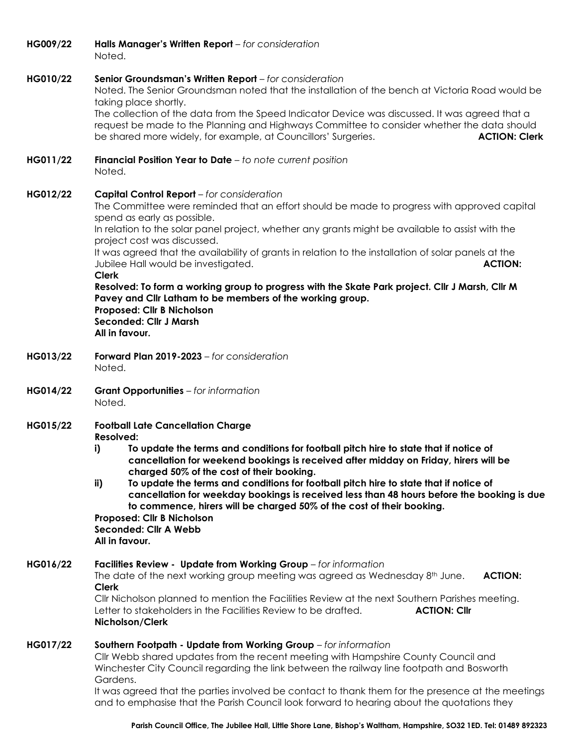**HG009/22** **Halls Manager's Written Report** – *for consideration*
Noted.

**HG010/22** **Senior Groundsman's Written Report** – *for consideration*
Noted. The Senior Groundsman noted that the installation of the bench at Victoria Road would be taking place shortly.
The collection of the data from the Speed Indicator Device was discussed. It was agreed that a request be made to the Planning and Highways Committee to consider whether the data should be shared more widely, for example, at Councillors' Surgeries. **ACTION: Clerk**

**HG011/22** **Financial Position Year to Date** – *to note current position*
Noted.

**HG012/22** **Capital Control Report** – *for consideration*
The Committee were reminded that an effort should be made to progress with approved capital spend as early as possible.
In relation to the solar panel project, whether any grants might be available to assist with the project cost was discussed.
It was agreed that the availability of grants in relation to the installation of solar panels at the Jubilee Hall would be investigated. **ACTION: Clerk**
**Resolved: To form a working group to progress with the Skate Park project. Cllr J Marsh, Cllr M Pavey and Cllr Latham to be members of the working group.**
**Proposed: Cllr B Nicholson**
**Seconded: Cllr J Marsh**
**All in favour.**

**HG013/22** **Forward Plan 2019-2023** – *for consideration*
Noted.

**HG014/22** **Grant Opportunities** – *for information*
Noted.

**HG015/22** **Football Late Cancellation Charge**
**Resolved:**

- **i) To update the terms and conditions for football pitch hire to state that if notice of cancellation for weekend bookings is received after midday on Friday, hirers will be charged 50% of the cost of their booking.**
- **ii) To update the terms and conditions for football pitch hire to state that if notice of cancellation for weekday bookings is received less than 48 hours before the booking is due to commence, hirers will be charged 50% of the cost of their booking.**

**Proposed: Cllr B Nicholson**
**Seconded: Cllr A Webb**
**All in favour.**

**HG016/22** **Facilities Review - Update from Working Group** – *for information*
The date of the next working group meeting was agreed as Wednesday 8th June. **ACTION: Clerk**
Cllr Nicholson planned to mention the Facilities Review at the next Southern Parishes meeting.
Letter to stakeholders in the Facilities Review to be drafted. **ACTION: Cllr Nicholson/Clerk**

**HG017/22** **Southern Footpath - Update from Working Group** – *for information*
Cllr Webb shared updates from the recent meeting with Hampshire County Council and Winchester City Council regarding the link between the railway line footpath and Bosworth Gardens.
It was agreed that the parties involved be contact to thank them for the presence at the meetings and to emphasise that the Parish Council look forward to hearing about the quotations they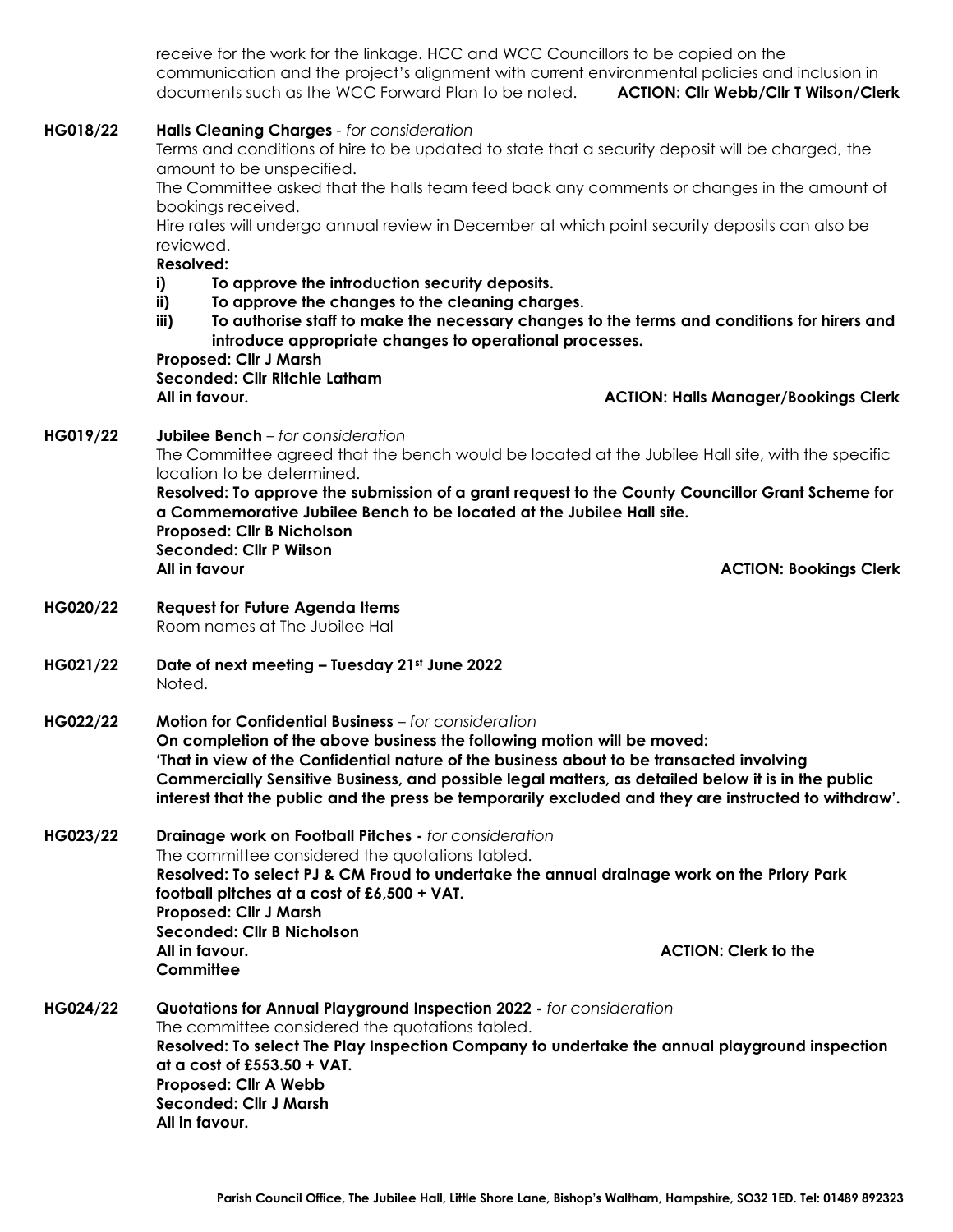receive for the work for the linkage. HCC and WCC Councillors to be copied on the communication and the project's alignment with current environmental policies and inclusion in documents such as the WCC Forward Plan to be noted. **ACTION: Cllr Webb/Cllr T Wilson/Clerk**

**HG018/22 Halls Cleaning Charges** - *for consideration*

Terms and conditions of hire to be updated to state that a security deposit will be charged, the amount to be unspecified.

The Committee asked that the halls team feed back any comments or changes in the amount of bookings received.

Hire rates will undergo annual review in December at which point security deposits can also be reviewed.

**Resolved:**

**i) To approve the introduction security deposits.**

**ii) To approve the changes to the cleaning charges.**

**iii) To authorise staff to make the necessary changes to the terms and conditions for hirers and introduce appropriate changes to operational processes.**

**Proposed: Cllr J Marsh**
**Seconded: Cllr Ritchie Latham**
**All in favour.** **ACTION: Halls Manager/Bookings Clerk**

**HG019/22 Jubilee Bench** – *for consideration*

The Committee agreed that the bench would be located at the Jubilee Hall site, with the specific location to be determined.

**Resolved: To approve the submission of a grant request to the County Councillor Grant Scheme for a Commemorative Jubilee Bench to be located at the Jubilee Hall site.**
**Proposed: Cllr B Nicholson**
**Seconded: Cllr P Wilson**
**All in favour** **ACTION: Bookings Clerk**

**HG020/22 Request for Future Agenda Items**

Room names at The Jubilee Hal

**HG021/22 Date of next meeting – Tuesday 21st June 2022**

Noted.

**HG022/22 Motion for Confidential Business** – *for consideration*

**On completion of the above business the following motion will be moved:**
**'That in view of the Confidential nature of the business about to be transacted involving Commercially Sensitive Business, and possible legal matters, as detailed below it is in the public interest that the public and the press be temporarily excluded and they are instructed to withdraw'.**

**HG023/22 Drainage work on Football Pitches -** *for consideration*

The committee considered the quotations tabled.

**Resolved: To select PJ & CM Froud to undertake the annual drainage work on the Priory Park football pitches at a cost of £6,500 + VAT.**
**Proposed: Cllr J Marsh**
**Seconded: Cllr B Nicholson**
**All in favour.** **ACTION: Clerk to the Committee**

**HG024/22 Quotations for Annual Playground Inspection 2022 -** *for consideration*

The committee considered the quotations tabled.

**Resolved: To select The Play Inspection Company to undertake the annual playground inspection at a cost of £553.50 + VAT.**
**Proposed: Cllr A Webb**
**Seconded: Cllr J Marsh**
**All in favour.**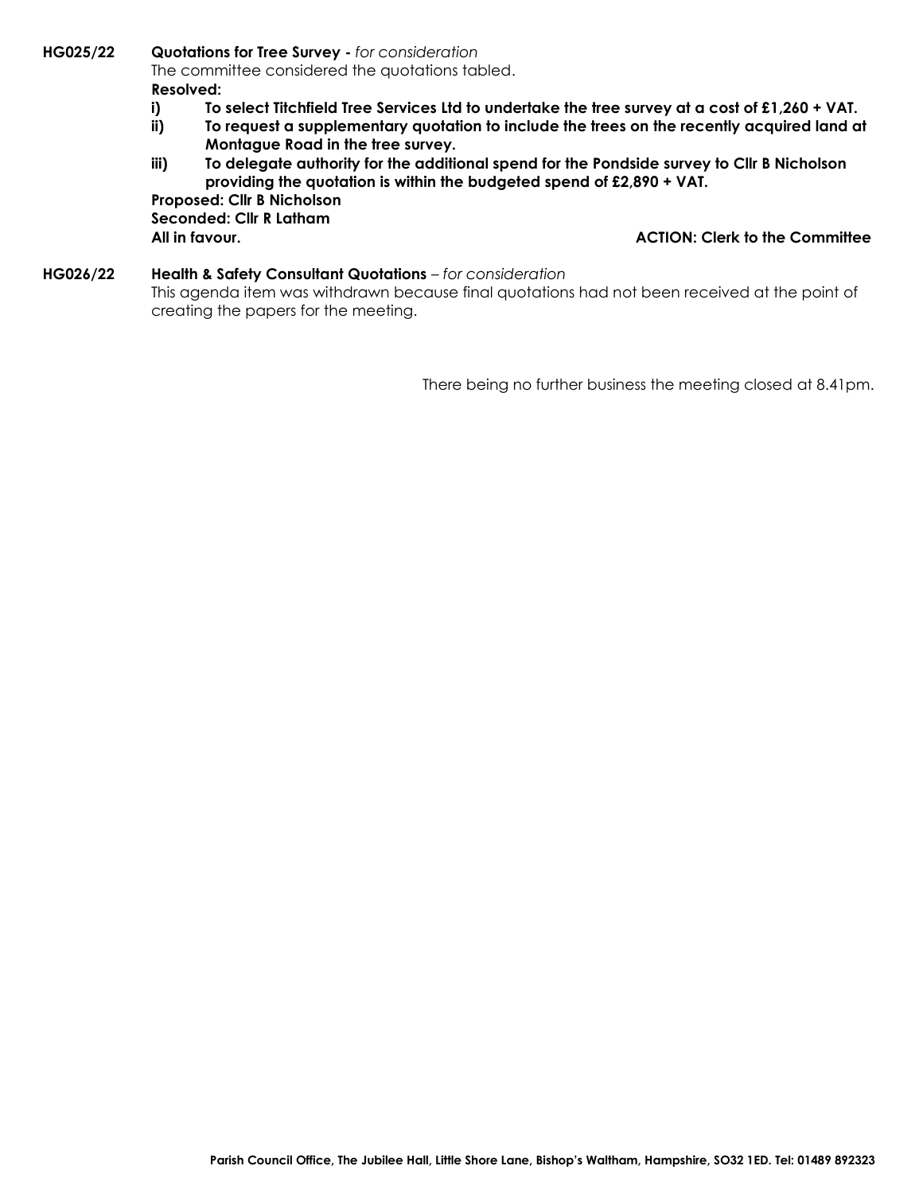**HG025/22** **Quotations for Tree Survey -** *for consideration*

The committee considered the quotations tabled.

**Resolved:**

**i) To select Titchfield Tree Services Ltd to undertake the tree survey at a cost of £1,260 + VAT.**

**ii) To request a supplementary quotation to include the trees on the recently acquired land at Montague Road in the tree survey.**

**iii) To delegate authority for the additional spend for the Pondside survey to Cllr B Nicholson providing the quotation is within the budgeted spend of £2,890 + VAT.**

**Proposed: Cllr B Nicholson**

**Seconded: Cllr R Latham**

**All in favour.** **ACTION: Clerk to the Committee**

**HG026/22** **Health & Safety Consultant Quotations** – *for consideration*

This agenda item was withdrawn because final quotations had not been received at the point of creating the papers for the meeting.

There being no further business the meeting closed at 8.41pm.